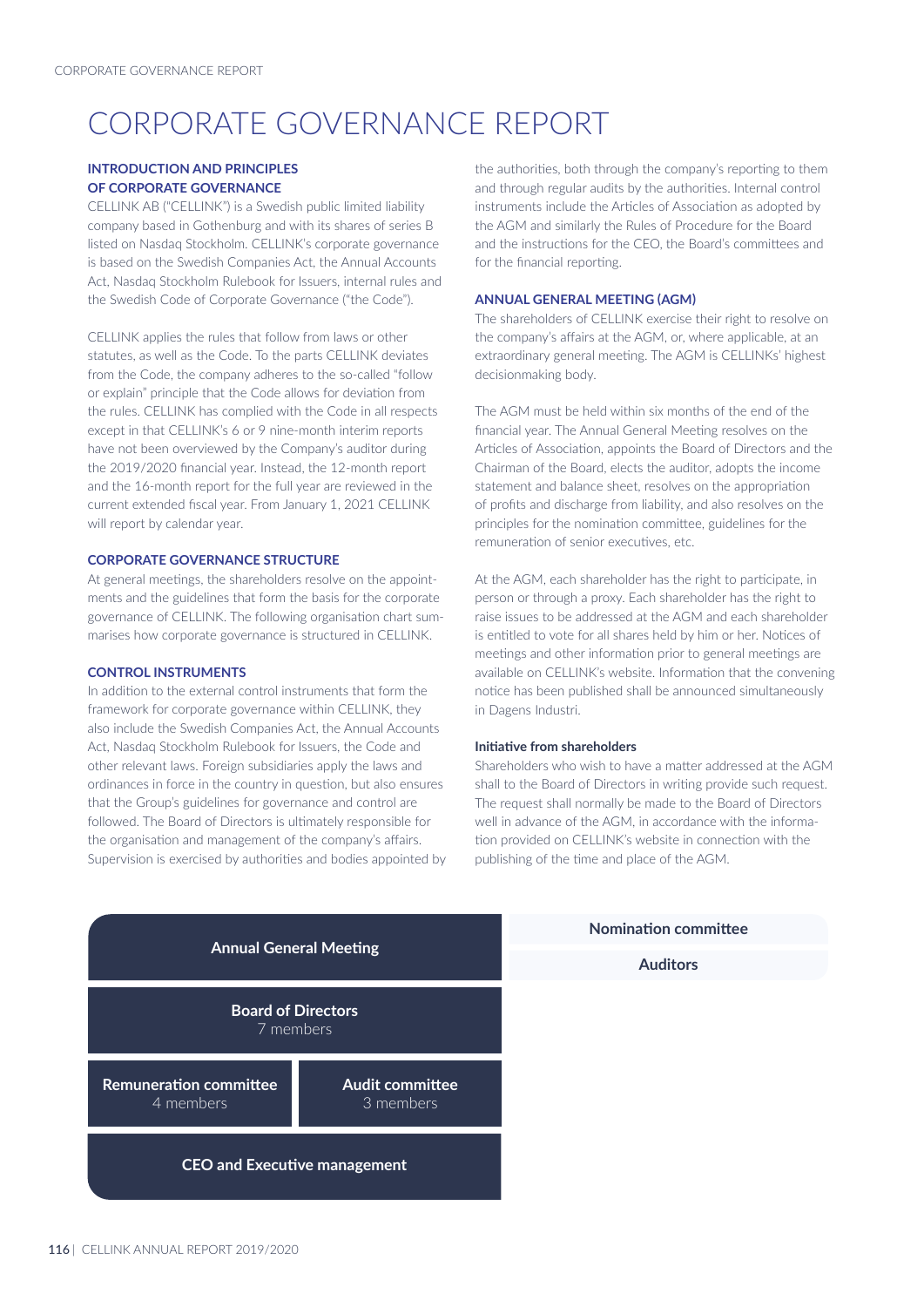# CORPORATE GOVERNANCE REPORT

### INTRODUCTION AND PRINCIPLES OF CORPORATE GOVERNANCE

CELLINK AB ("CELLINK") is a Swedish public limited liability company based in Gothenburg and with its shares of series B listed on Nasdaq Stockholm. CELLINK's corporate governance is based on the Swedish Companies Act, the Annual Accounts Act, Nasdaq Stockholm Rulebook for Issuers, internal rules and the Swedish Code of Corporate Governance ("the Code").

CELLINK applies the rules that follow from laws or other statutes, as well as the Code. To the parts CELLINK deviates from the Code, the company adheres to the so-called "follow or explain" principle that the Code allows for deviation from the rules. CELLINK has complied with the Code in all respects except in that CELLINK's 6 or 9 nine-month interim reports have not been overviewed by the Company's auditor during the 2019/2020 financial year. Instead, the 12-month report and the 16-month report for the full year are reviewed in the current extended fiscal year. From January 1, 2021 CELLINK will report by calendar year.

### CORPORATE GOVERNANCE STRUCTURE

At general meetings, the shareholders resolve on the appointments and the guidelines that form the basis for the corporate governance of CELLINK. The following organisation chart summarises how corporate governance is structured in CELLINK.

### CONTROL INSTRUMENTS

In addition to the external control instruments that form the framework for corporate governance within CELLINK, they also include the Swedish Companies Act, the Annual Accounts Act, Nasdaq Stockholm Rulebook for Issuers, the Code and other relevant laws. Foreign subsidiaries apply the laws and ordinances in force in the country in question, but also ensures that the Group's guidelines for governance and control are followed. The Board of Directors is ultimately responsible for the organisation and management of the company's affairs. Supervision is exercised by authorities and bodies appointed by the authorities, both through the company's reporting to them and through regular audits by the authorities. Internal control instruments include the Articles of Association as adopted by the AGM and similarly the Rules of Procedure for the Board and the instructions for the CEO, the Board's committees and for the financial reporting.

### ANNUAL GENERAL MEETING (AGM)

The shareholders of CELLINK exercise their right to resolve on the company's affairs at the AGM, or, where applicable, at an extraordinary general meeting. The AGM is CELLINKs' highest decisionmaking body.

The AGM must be held within six months of the end of the financial year. The Annual General Meeting resolves on the Articles of Association, appoints the Board of Directors and the Chairman of the Board, elects the auditor, adopts the income statement and balance sheet, resolves on the appropriation of profits and discharge from liability, and also resolves on the principles for the nomination committee, guidelines for the remuneration of senior executives, etc.

At the AGM, each shareholder has the right to participate, in person or through a proxy. Each shareholder has the right to raise issues to be addressed at the AGM and each shareholder is entitled to vote for all shares held by him or her. Notices of meetings and other information prior to general meetings are available on CELLINK's website. Information that the convening notice has been published shall be announced simultaneously in Dagens Industri.

#### Initiative from shareholders

Shareholders who wish to have a matter addressed at the AGM shall to the Board of Directors in writing provide such request. The request shall normally be made to the Board of Directors well in advance of the AGM, in accordance with the information provided on CELLINK's website in connection with the publishing of the time and place of the AGM.

| **Annual General Meeting** | | **Nomination committee** / **Auditors** |
|---|---|---|
| **Board of Directors** 7 members | | |
| **Remuneration committee** 4 members | **Audit committee** 3 members | |
| **CEO and Executive management** | | |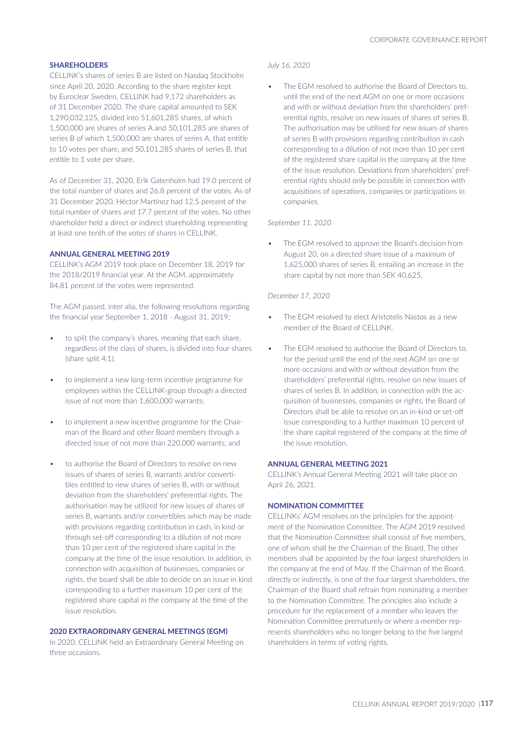## SHAREHOLDERS

CELLINK's shares of series B are listed on Nasdaq Stockholm since April 20, 2020. According to the share register kept by Euroclear Sweden, CELLINK had 9,172 shareholders as of 31 December 2020. The share capital amounted to SEK 1,290,032,125, divided into 51,601,285 shares, of which 1,500,000 are shares of series A and 50,101,285 are shares of series B of which 1,500,000 are shares of series A, that entitle to 10 votes per share, and 50,101,285 shares of series B, that entitle to 1 vote per share.

As of December 31, 2020, Erik Gatenholm had 19.0 percent of the total number of shares and 26.8 percent of the votes. As of 31 December 2020, Héctor Martínez had 12.5 percent of the total number of shares and 17.7 percent of the votes. No other shareholder held a direct or indirect shareholding representing at least one tenth of the votes of shares in CELLINK.

## ANNUAL GENERAL MEETING 2019

CELLINK's AGM 2019 took place on December 18, 2019 for the 2018/2019 financial year. At the AGM, approximately 84.81 percent of the votes were represented.

The AGM passed, inter alia, the following resolutions regarding the financial year September 1, 2018 - August 31, 2019;

- to split the company's shares, meaning that each share, regardless of the class of shares, is divided into four shares (share split 4:1).
- to implement a new long-term incentive programme for employees within the CELLINK-group through a directed issue of not more than 1,600,000 warrants;
- to implement a new incentive programme for the Chairman of the Board and other Board members through a directed issue of not more than 220,000 warrants; and
- to authorise the Board of Directors to resolve on new issues of shares of series B, warrants and/or convertibles entitled to new shares of series B, with or without deviation from the shareholders' preferential rights. The authorisation may be utilized for new issues of shares of series B, warrants and/or convertibles which may be made with provisions regarding contribution in cash, in kind or through set-off corresponding to a dilution of not more than 10 per cent of the registered share capital in the company at the time of the issue resolution. In addition, in connection with acquisition of businesses, companies or rights, the board shall be able to decide on an issue in kind corresponding to a further maximum 10 per cent of the registered share capital in the company at the time of the issue resolution.

## 2020 EXTRAORDINARY GENERAL MEETINGS (EGM)

In 2020, CELLINK held an Extraordinary General Meeting on three occasions.

*July 16, 2020*

- The EGM resolved to authorise the Board of Directors to, until the end of the next AGM on one or more occasions and with or without deviation from the shareholders' preferential rights, resolve on new issues of shares of series B. The authorisation may be utilised for new issues of shares of series B with provisions regarding contribution in cash corresponding to a dilution of not more than 10 per cent of the registered share capital in the company at the time of the issue resolution. Deviations from shareholders' preferential rights should only be possible in connection with acquisitions of operations, companies or participations in companies.

*September 11, 2020*

- The EGM resolved to approve the Board's decision from August 20, on a directed share issue of a maximum of 1,625,000 shares of series B, entailing an increase in the share capital by not more than SEK 40,625.

*December 17, 2020*

- The EGM resolved to elect Aristotelis Nastos as a new member of the Board of CELLINK.
- The EGM resolved to authorise the Board of Directors to, for the period until the end of the next AGM on one or more occasions and with or without deviation from the shareholders' preferential rights, resolve on new issues of shares of series B. In addition, in connection with the acquisition of businesses, companies or rights, the Board of Directors shall be able to resolve on an in-kind or set-off issue corresponding to a further maximum 10 percent of the share capital registered of the company at the time of the issue resolution.

## ANNUAL GENERAL MEETING 2021

CELLINK's Annual General Meeting 2021 will take place on April 26, 2021.

## NOMINATION COMMITTEE

CELLINKs' AGM resolves on the principles for the appointment of the Nomination Committee. The AGM 2019 resolved that the Nomination Committee shall consist of five members, one of whom shall be the Chairman of the Board. The other members shall be appointed by the four largest shareholders in the company at the end of May. If the Chairman of the Board, directly or indirectly, is one of the four largest shareholders, the Chairman of the Board shall refrain from nominating a member to the Nomination Committee. The principles also include a procedure for the replacement of a member who leaves the Nomination Committee prematurely or where a member represents shareholders who no longer belong to the five largest shareholders in terms of voting rights.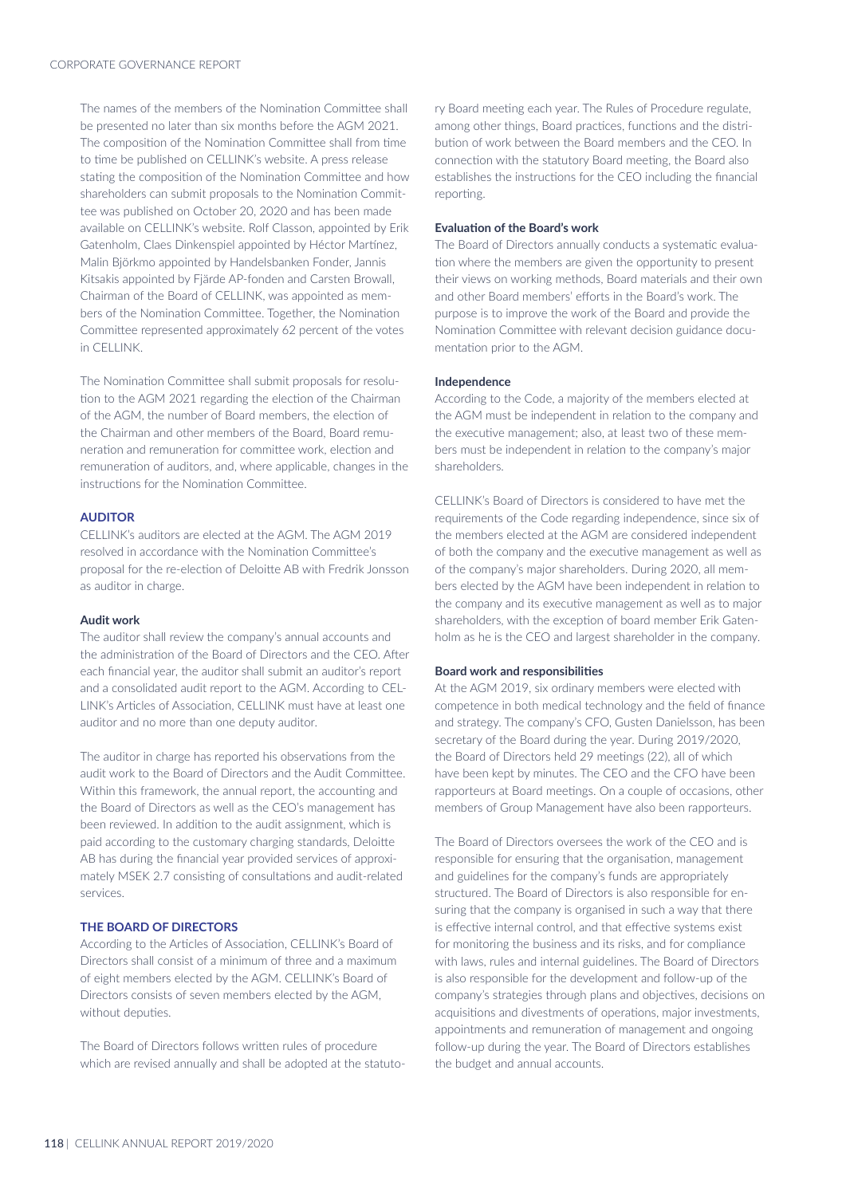The names of the members of the Nomination Committee shall be presented no later than six months before the AGM 2021. The composition of the Nomination Committee shall from time to time be published on CELLINK's website. A press release stating the composition of the Nomination Committee and how shareholders can submit proposals to the Nomination Committee was published on October 20, 2020 and has been made available on CELLINK's website. Rolf Classon, appointed by Erik Gatenholm, Claes Dinkenspiel appointed by Héctor Martínez, Malin Björkmo appointed by Handelsbanken Fonder, Jannis Kitsakis appointed by Fjärde AP-fonden and Carsten Browall, Chairman of the Board of CELLINK, was appointed as members of the Nomination Committee. Together, the Nomination Committee represented approximately 62 percent of the votes in CELLINK.

The Nomination Committee shall submit proposals for resolution to the AGM 2021 regarding the election of the Chairman of the AGM, the number of Board members, the election of the Chairman and other members of the Board, Board remuneration and remuneration for committee work, election and remuneration of auditors, and, where applicable, changes in the instructions for the Nomination Committee.

## AUDITOR

CELLINK's auditors are elected at the AGM. The AGM 2019 resolved in accordance with the Nomination Committee's proposal for the re-election of Deloitte AB with Fredrik Jonsson as auditor in charge.

### Audit work

The auditor shall review the company's annual accounts and the administration of the Board of Directors and the CEO. After each financial year, the auditor shall submit an auditor's report and a consolidated audit report to the AGM. According to CELLINK's Articles of Association, CELLINK must have at least one auditor and no more than one deputy auditor.

The auditor in charge has reported his observations from the audit work to the Board of Directors and the Audit Committee. Within this framework, the annual report, the accounting and the Board of Directors as well as the CEO's management has been reviewed. In addition to the audit assignment, which is paid according to the customary charging standards, Deloitte AB has during the financial year provided services of approximately MSEK 2.7 consisting of consultations and audit-related services.

## THE BOARD OF DIRECTORS

According to the Articles of Association, CELLINK's Board of Directors shall consist of a minimum of three and a maximum of eight members elected by the AGM. CELLINK's Board of Directors consists of seven members elected by the AGM, without deputies.

The Board of Directors follows written rules of procedure which are revised annually and shall be adopted at the statutory Board meeting each year. The Rules of Procedure regulate, among other things, Board practices, functions and the distribution of work between the Board members and the CEO. In connection with the statutory Board meeting, the Board also establishes the instructions for the CEO including the financial reporting.

### Evaluation of the Board's work

The Board of Directors annually conducts a systematic evaluation where the members are given the opportunity to present their views on working methods, Board materials and their own and other Board members' efforts in the Board's work. The purpose is to improve the work of the Board and provide the Nomination Committee with relevant decision guidance documentation prior to the AGM.

### Independence

According to the Code, a majority of the members elected at the AGM must be independent in relation to the company and the executive management; also, at least two of these members must be independent in relation to the company's major shareholders.

CELLINK's Board of Directors is considered to have met the requirements of the Code regarding independence, since six of the members elected at the AGM are considered independent of both the company and the executive management as well as of the company's major shareholders. During 2020, all members elected by the AGM have been independent in relation to the company and its executive management as well as to major shareholders, with the exception of board member Erik Gatenholm as he is the CEO and largest shareholder in the company.

### Board work and responsibilities

At the AGM 2019, six ordinary members were elected with competence in both medical technology and the field of finance and strategy. The company's CFO, Gusten Danielsson, has been secretary of the Board during the year. During 2019/2020, the Board of Directors held 29 meetings (22), all of which have been kept by minutes. The CEO and the CFO have been rapporteurs at Board meetings. On a couple of occasions, other members of Group Management have also been rapporteurs.

The Board of Directors oversees the work of the CEO and is responsible for ensuring that the organisation, management and guidelines for the company's funds are appropriately structured. The Board of Directors is also responsible for ensuring that the company is organised in such a way that there is effective internal control, and that effective systems exist for monitoring the business and its risks, and for compliance with laws, rules and internal guidelines. The Board of Directors is also responsible for the development and follow-up of the company's strategies through plans and objectives, decisions on acquisitions and divestments of operations, major investments, appointments and remuneration of management and ongoing follow-up during the year. The Board of Directors establishes the budget and annual accounts.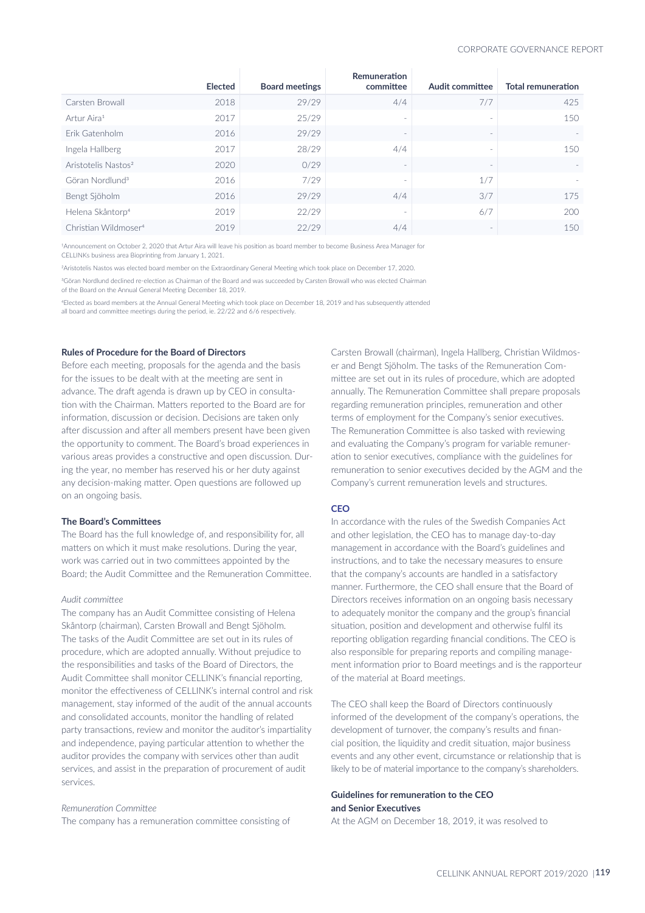| | Elected | Board meetings | Remuneration committee | Audit committee | Total remuneration |
|---|---|---|---|---|---|
| Carsten Browall | 2018 | 29/29 | 4/4 | 7/7 | 425 |
| Artur Aira[1] | 2017 | 25/29 | - | - | 150 |
| Erik Gatenholm | 2016 | 29/29 | - | - | - |
| Ingela Hallberg | 2017 | 28/29 | 4/4 | - | 150 |
| Aristotelis Nastos[2] | 2020 | 0/29 | - | - | - |
| Göran Nordlund[3] | 2016 | 7/29 | - | 1/7 | - |
| Bengt Sjöholm | 2016 | 29/29 | 4/4 | 3/7 | 175 |
| Helena Skåntorp[4] | 2019 | 22/29 | - | 6/7 | 200 |
| Christian Wildmoser[4] | 2019 | 22/29 | 4/4 | - | 150 |

[1]Announcement on October 2, 2020 that Artur Aira will leave his position as board member to become Business Area Manager for CELLINKs business area Bioprinting from January 1, 2021.

[2]Aristotelis Nastos was elected board member on the Extraordinary General Meeting which took place on December 17, 2020.

[3]Göran Nordlund declined re-election as Chairman of the Board and was succeeded by Carsten Browall who was elected Chairman of the Board on the Annual General Meeting December 18, 2019.

[4]Elected as board members at the Annual General Meeting which took place on December 18, 2019 and has subsequently attended all board and committee meetings during the period, ie. 22/22 and 6/6 respectively.

**Rules of Procedure for the Board of Directors**

Before each meeting, proposals for the agenda and the basis for the issues to be dealt with at the meeting are sent in advance. The draft agenda is drawn up by CEO in consultation with the Chairman. Matters reported to the Board are for information, discussion or decision. Decisions are taken only after discussion and after all members present have been given the opportunity to comment. The Board's broad experiences in various areas provides a constructive and open discussion. During the year, no member has reserved his or her duty against any decision-making matter. Open questions are followed up on an ongoing basis.

**The Board's Committees**

The Board has the full knowledge of, and responsibility for, all matters on which it must make resolutions. During the year, work was carried out in two committees appointed by the Board; the Audit Committee and the Remuneration Committee.

*Audit committee*

The company has an Audit Committee consisting of Helena Skåntorp (chairman), Carsten Browall and Bengt Sjöholm. The tasks of the Audit Committee are set out in its rules of procedure, which are adopted annually. Without prejudice to the responsibilities and tasks of the Board of Directors, the Audit Committee shall monitor CELLINK's financial reporting, monitor the effectiveness of CELLINK's internal control and risk management, stay informed of the audit of the annual accounts and consolidated accounts, monitor the handling of related party transactions, review and monitor the auditor's impartiality and independence, paying particular attention to whether the auditor provides the company with services other than audit services, and assist in the preparation of procurement of audit services.

*Remuneration Committee*

The company has a remuneration committee consisting of Carsten Browall (chairman), Ingela Hallberg, Christian Wildmoser and Bengt Sjöholm. The tasks of the Remuneration Committee are set out in its rules of procedure, which are adopted annually. The Remuneration Committee shall prepare proposals regarding remuneration principles, remuneration and other terms of employment for the Company's senior executives. The Remuneration Committee is also tasked with reviewing and evaluating the Company's program for variable remuneration to senior executives, compliance with the guidelines for remuneration to senior executives decided by the AGM and the Company's current remuneration levels and structures.

**CEO**

In accordance with the rules of the Swedish Companies Act and other legislation, the CEO has to manage day-to-day management in accordance with the Board's guidelines and instructions, and to take the necessary measures to ensure that the company's accounts are handled in a satisfactory manner. Furthermore, the CEO shall ensure that the Board of Directors receives information on an ongoing basis necessary to adequately monitor the company and the group's financial situation, position and development and otherwise fulfil its reporting obligation regarding financial conditions. The CEO is also responsible for preparing reports and compiling management information prior to Board meetings and is the rapporteur of the material at Board meetings.

The CEO shall keep the Board of Directors continuously informed of the development of the company's operations, the development of turnover, the company's results and financial position, the liquidity and credit situation, major business events and any other event, circumstance or relationship that is likely to be of material importance to the company's shareholders.

**Guidelines for remuneration to the CEO and Senior Executives**

At the AGM on December 18, 2019, it was resolved to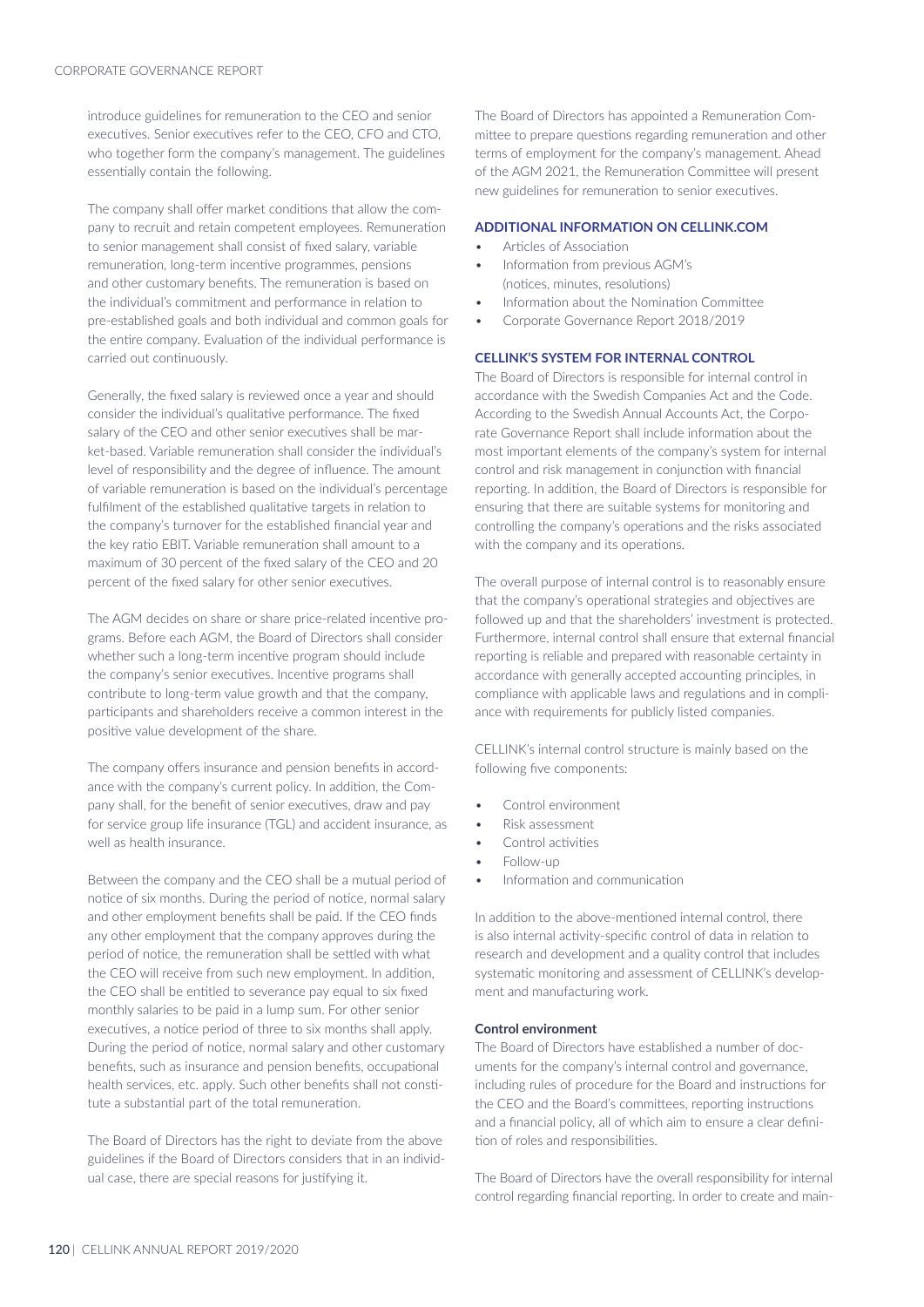introduce guidelines for remuneration to the CEO and senior executives. Senior executives refer to the CEO, CFO and CTO, who together form the company's management. The guidelines essentially contain the following.

The company shall offer market conditions that allow the company to recruit and retain competent employees. Remuneration to senior management shall consist of fixed salary, variable remuneration, long-term incentive programmes, pensions and other customary benefits. The remuneration is based on the individual's commitment and performance in relation to pre-established goals and both individual and common goals for the entire company. Evaluation of the individual performance is carried out continuously.

Generally, the fixed salary is reviewed once a year and should consider the individual's qualitative performance. The fixed salary of the CEO and other senior executives shall be market-based. Variable remuneration shall consider the individual's level of responsibility and the degree of influence. The amount of variable remuneration is based on the individual's percentage fulfilment of the established qualitative targets in relation to the company's turnover for the established financial year and the key ratio EBIT. Variable remuneration shall amount to a maximum of 30 percent of the fixed salary of the CEO and 20 percent of the fixed salary for other senior executives.

The AGM decides on share or share price-related incentive programs. Before each AGM, the Board of Directors shall consider whether such a long-term incentive program should include the company's senior executives. Incentive programs shall contribute to long-term value growth and that the company, participants and shareholders receive a common interest in the positive value development of the share.

The company offers insurance and pension benefits in accordance with the company's current policy. In addition, the Company shall, for the benefit of senior executives, draw and pay for service group life insurance (TGL) and accident insurance, as well as health insurance.

Between the company and the CEO shall be a mutual period of notice of six months. During the period of notice, normal salary and other employment benefits shall be paid. If the CEO finds any other employment that the company approves during the period of notice, the remuneration shall be settled with what the CEO will receive from such new employment. In addition, the CEO shall be entitled to severance pay equal to six fixed monthly salaries to be paid in a lump sum. For other senior executives, a notice period of three to six months shall apply. During the period of notice, normal salary and other customary benefits, such as insurance and pension benefits, occupational health services, etc. apply. Such other benefits shall not constitute a substantial part of the total remuneration.

The Board of Directors has the right to deviate from the above guidelines if the Board of Directors considers that in an individual case, there are special reasons for justifying it.

The Board of Directors has appointed a Remuneration Committee to prepare questions regarding remuneration and other terms of employment for the company's management. Ahead of the AGM 2021, the Remuneration Committee will present new guidelines for remuneration to senior executives.

## ADDITIONAL INFORMATION ON CELLINK.COM

- Articles of Association
- Information from previous AGM's (notices, minutes, resolutions)
- Information about the Nomination Committee
- Corporate Governance Report 2018/2019

## CELLINK'S SYSTEM FOR INTERNAL CONTROL

The Board of Directors is responsible for internal control in accordance with the Swedish Companies Act and the Code. According to the Swedish Annual Accounts Act, the Corporate Governance Report shall include information about the most important elements of the company's system for internal control and risk management in conjunction with financial reporting. In addition, the Board of Directors is responsible for ensuring that there are suitable systems for monitoring and controlling the company's operations and the risks associated with the company and its operations.

The overall purpose of internal control is to reasonably ensure that the company's operational strategies and objectives are followed up and that the shareholders' investment is protected. Furthermore, internal control shall ensure that external financial reporting is reliable and prepared with reasonable certainty in accordance with generally accepted accounting principles, in compliance with applicable laws and regulations and in compliance with requirements for publicly listed companies.

CELLINK's internal control structure is mainly based on the following five components:

- Control environment
- Risk assessment
- Control activities
- Follow-up
- Information and communication

In addition to the above-mentioned internal control, there is also internal activity-specific control of data in relation to research and development and a quality control that includes systematic monitoring and assessment of CELLINK's development and manufacturing work.

### Control environment

The Board of Directors have established a number of documents for the company's internal control and governance, including rules of procedure for the Board and instructions for the CEO and the Board's committees, reporting instructions and a financial policy, all of which aim to ensure a clear definition of roles and responsibilities.

The Board of Directors have the overall responsibility for internal control regarding financial reporting. In order to create and main-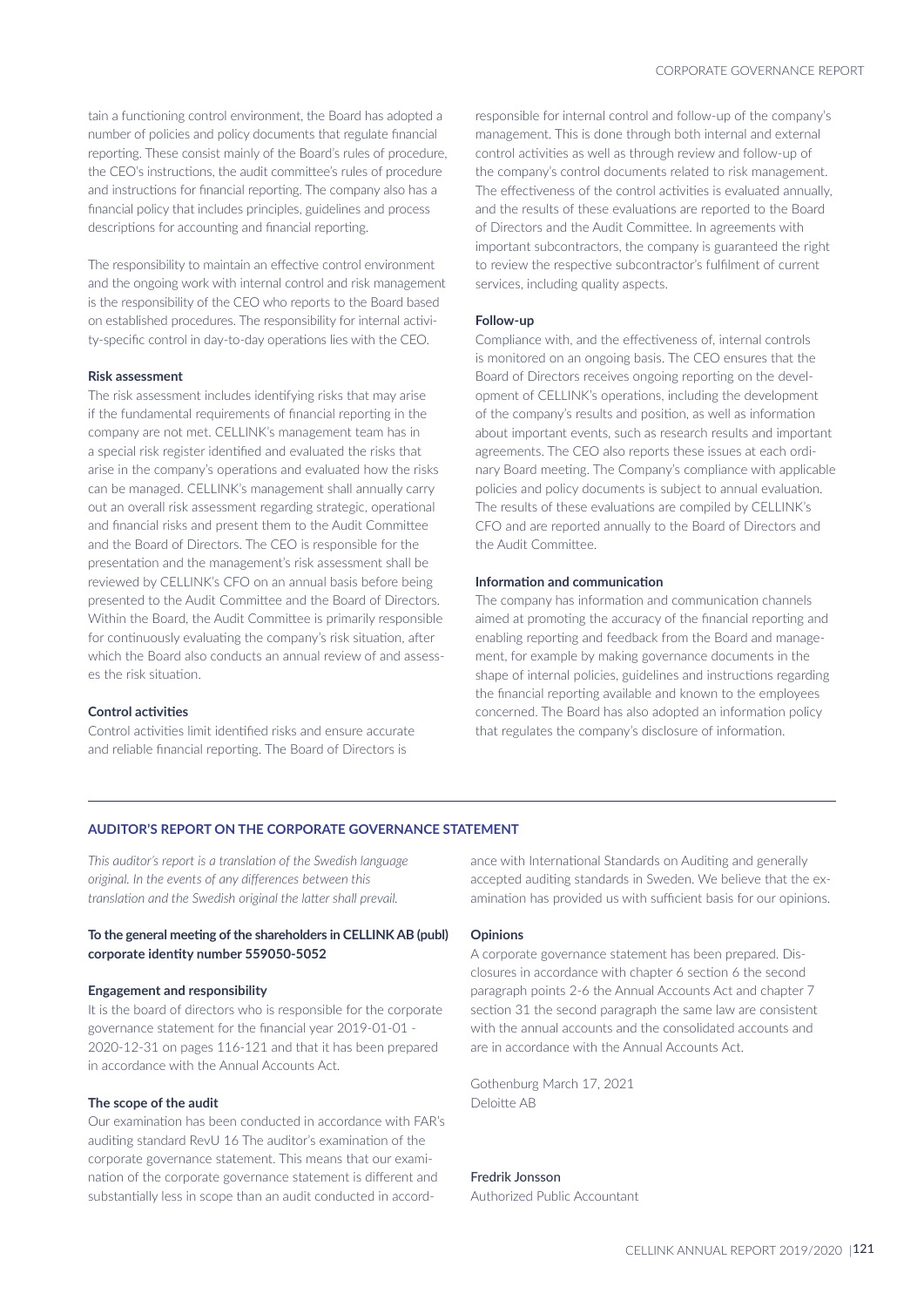tain a functioning control environment, the Board has adopted a number of policies and policy documents that regulate financial reporting. These consist mainly of the Board's rules of procedure, the CEO's instructions, the audit committee's rules of procedure and instructions for financial reporting. The company also has a financial policy that includes principles, guidelines and process descriptions for accounting and financial reporting.

The responsibility to maintain an effective control environment and the ongoing work with internal control and risk management is the responsibility of the CEO who reports to the Board based on established procedures. The responsibility for internal activity-specific control in day-to-day operations lies with the CEO.

#### Risk assessment

The risk assessment includes identifying risks that may arise if the fundamental requirements of financial reporting in the company are not met. CELLINK's management team has in a special risk register identified and evaluated the risks that arise in the company's operations and evaluated how the risks can be managed. CELLINK's management shall annually carry out an overall risk assessment regarding strategic, operational and financial risks and present them to the Audit Committee and the Board of Directors. The CEO is responsible for the presentation and the management's risk assessment shall be reviewed by CELLINK's CFO on an annual basis before being presented to the Audit Committee and the Board of Directors. Within the Board, the Audit Committee is primarily responsible for continuously evaluating the company's risk situation, after which the Board also conducts an annual review of and assesses the risk situation.

#### Control activities

Control activities limit identified risks and ensure accurate and reliable financial reporting. The Board of Directors is responsible for internal control and follow-up of the company's management. This is done through both internal and external control activities as well as through review and follow-up of the company's control documents related to risk management. The effectiveness of the control activities is evaluated annually, and the results of these evaluations are reported to the Board of Directors and the Audit Committee. In agreements with important subcontractors, the company is guaranteed the right to review the respective subcontractor's fulfilment of current services, including quality aspects.

#### Follow-up

Compliance with, and the effectiveness of, internal controls is monitored on an ongoing basis. The CEO ensures that the Board of Directors receives ongoing reporting on the development of CELLINK's operations, including the development of the company's results and position, as well as information about important events, such as research results and important agreements. The CEO also reports these issues at each ordinary Board meeting. The Company's compliance with applicable policies and policy documents is subject to annual evaluation. The results of these evaluations are compiled by CELLINK's CFO and are reported annually to the Board of Directors and the Audit Committee.

#### Information and communication

The company has information and communication channels aimed at promoting the accuracy of the financial reporting and enabling reporting and feedback from the Board and management, for example by making governance documents in the shape of internal policies, guidelines and instructions regarding the financial reporting available and known to the employees concerned. The Board has also adopted an information policy that regulates the company's disclosure of information.

---

### AUDITOR'S REPORT ON THE CORPORATE GOVERNANCE STATEMENT

*This auditor's report is a translation of the Swedish language original. In the events of any differences between this translation and the Swedish original the latter shall prevail.*

**To the general meeting of the shareholders in CELLINK AB (publ) corporate identity number 559050-5052**

#### Engagement and responsibility

It is the board of directors who is responsible for the corporate governance statement for the financial year 2019-01-01 - 2020-12-31 on pages 116-121 and that it has been prepared in accordance with the Annual Accounts Act.

#### The scope of the audit

Our examination has been conducted in accordance with FAR's auditing standard RevU 16 The auditor's examination of the corporate governance statement. This means that our examination of the corporate governance statement is different and substantially less in scope than an audit conducted in accordance with International Standards on Auditing and generally accepted auditing standards in Sweden. We believe that the examination has provided us with sufficient basis for our opinions.

#### Opinions

A corporate governance statement has been prepared. Disclosures in accordance with chapter 6 section 6 the second paragraph points 2-6 the Annual Accounts Act and chapter 7 section 31 the second paragraph the same law are consistent with the annual accounts and the consolidated accounts and are in accordance with the Annual Accounts Act.

Gothenburg March 17, 2021
Deloitte AB

Fredrik Jonsson
Authorized Public Accountant